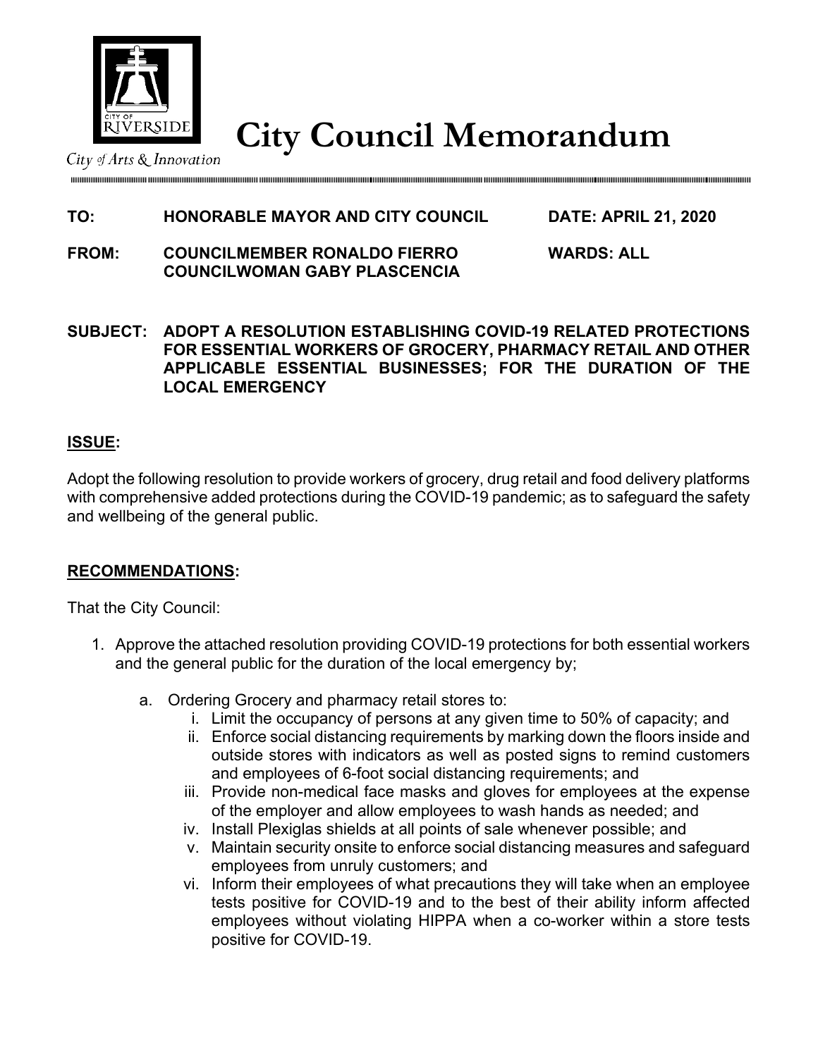City of Arts & Innovation

# City Council Memorandum

**TO: HONORABLE MAYOR AND CITY COUNCIL** **DATE: APRIL 21, 2020**

**FROM: COUNCILMEMBER RONALDO FIERRO** **WARDS: ALL**
**COUNCILWOMAN GABY PLASCENCIA**

**SUBJECT: ADOPT A RESOLUTION ESTABLISHING COVID-19 RELATED PROTECTIONS FOR ESSENTIAL WORKERS OF GROCERY, PHARMACY RETAIL AND OTHER APPLICABLE ESSENTIAL BUSINESSES; FOR THE DURATION OF THE LOCAL EMERGENCY**

## ISSUE:

Adopt the following resolution to provide workers of grocery, drug retail and food delivery platforms with comprehensive added protections during the COVID-19 pandemic; as to safeguard the safety and wellbeing of the general public.

## RECOMMENDATIONS:

That the City Council:

1. Approve the attached resolution providing COVID-19 protections for both essential workers and the general public for the duration of the local emergency by;

    a. Ordering Grocery and pharmacy retail stores to:

        i. Limit the occupancy of persons at any given time to 50% of capacity; and
        ii. Enforce social distancing requirements by marking down the floors inside and outside stores with indicators as well as posted signs to remind customers and employees of 6-foot social distancing requirements; and
        iii. Provide non-medical face masks and gloves for employees at the expense of the employer and allow employees to wash hands as needed; and
        iv. Install Plexiglas shields at all points of sale whenever possible; and
        v. Maintain security onsite to enforce social distancing measures and safeguard employees from unruly customers; and
        vi. Inform their employees of what precautions they will take when an employee tests positive for COVID-19 and to the best of their ability inform affected employees without violating HIPPA when a co-worker within a store tests positive for COVID-19.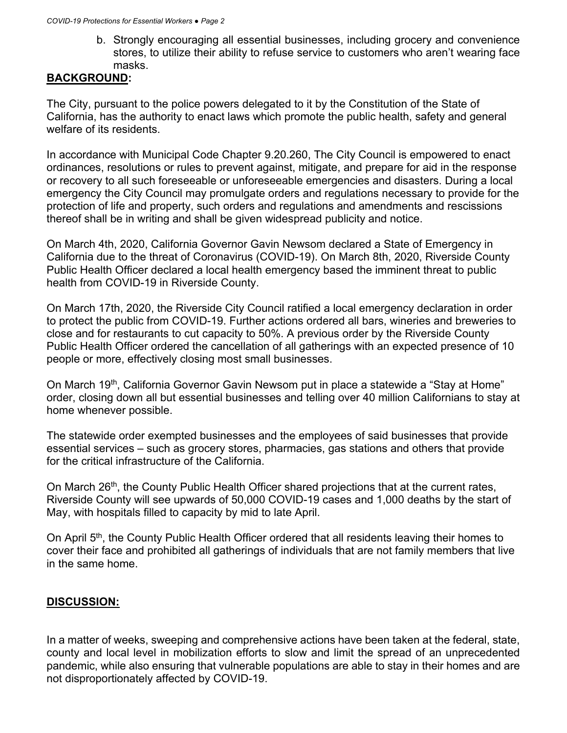b. Strongly encouraging all essential businesses, including grocery and convenience stores, to utilize their ability to refuse service to customers who aren't wearing face masks.

**BACKGROUND:**

The City, pursuant to the police powers delegated to it by the Constitution of the State of California, has the authority to enact laws which promote the public health, safety and general welfare of its residents.

In accordance with Municipal Code Chapter 9.20.260, The City Council is empowered to enact ordinances, resolutions or rules to prevent against, mitigate, and prepare for aid in the response or recovery to all such foreseeable or unforeseeable emergencies and disasters. During a local emergency the City Council may promulgate orders and regulations necessary to provide for the protection of life and property, such orders and regulations and amendments and rescissions thereof shall be in writing and shall be given widespread publicity and notice.

On March 4th, 2020, California Governor Gavin Newsom declared a State of Emergency in California due to the threat of Coronavirus (COVID-19). On March 8th, 2020, Riverside County Public Health Officer declared a local health emergency based the imminent threat to public health from COVID-19 in Riverside County.

On March 17th, 2020, the Riverside City Council ratified a local emergency declaration in order to protect the public from COVID-19. Further actions ordered all bars, wineries and breweries to close and for restaurants to cut capacity to 50%. A previous order by the Riverside County Public Health Officer ordered the cancellation of all gatherings with an expected presence of 10 people or more, effectively closing most small businesses.

On March 19th, California Governor Gavin Newsom put in place a statewide a "Stay at Home" order, closing down all but essential businesses and telling over 40 million Californians to stay at home whenever possible.

The statewide order exempted businesses and the employees of said businesses that provide essential services – such as grocery stores, pharmacies, gas stations and others that provide for the critical infrastructure of the California.

On March 26th, the County Public Health Officer shared projections that at the current rates, Riverside County will see upwards of 50,000 COVID-19 cases and 1,000 deaths by the start of May, with hospitals filled to capacity by mid to late April.

On April 5th, the County Public Health Officer ordered that all residents leaving their homes to cover their face and prohibited all gatherings of individuals that are not family members that live in the same home.

**DISCUSSION:**

In a matter of weeks, sweeping and comprehensive actions have been taken at the federal, state, county and local level in mobilization efforts to slow and limit the spread of an unprecedented pandemic, while also ensuring that vulnerable populations are able to stay in their homes and are not disproportionately affected by COVID-19.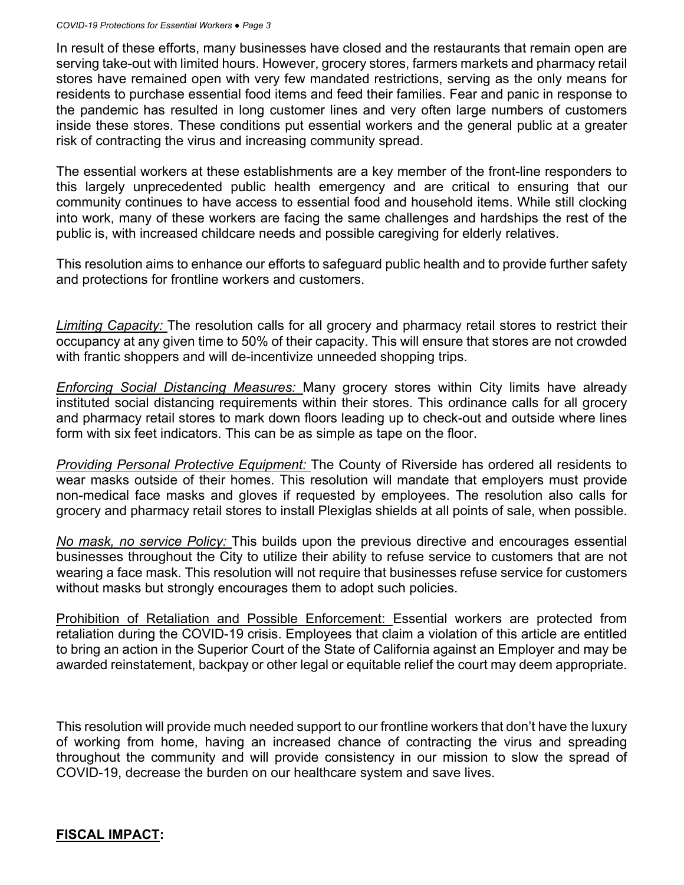In result of these efforts, many businesses have closed and the restaurants that remain open are serving take-out with limited hours. However, grocery stores, farmers markets and pharmacy retail stores have remained open with very few mandated restrictions, serving as the only means for residents to purchase essential food items and feed their families. Fear and panic in response to the pandemic has resulted in long customer lines and very often large numbers of customers inside these stores. These conditions put essential workers and the general public at a greater risk of contracting the virus and increasing community spread.

The essential workers at these establishments are a key member of the front-line responders to this largely unprecedented public health emergency and are critical to ensuring that our community continues to have access to essential food and household items. While still clocking into work, many of these workers are facing the same challenges and hardships the rest of the public is, with increased childcare needs and possible caregiving for elderly relatives.

This resolution aims to enhance our efforts to safeguard public health and to provide further safety and protections for frontline workers and customers.

*Limiting Capacity:* The resolution calls for all grocery and pharmacy retail stores to restrict their occupancy at any given time to 50% of their capacity. This will ensure that stores are not crowded with frantic shoppers and will de-incentivize unneeded shopping trips.

*Enforcing Social Distancing Measures:* Many grocery stores within City limits have already instituted social distancing requirements within their stores. This ordinance calls for all grocery and pharmacy retail stores to mark down floors leading up to check-out and outside where lines form with six feet indicators. This can be as simple as tape on the floor.

*Providing Personal Protective Equipment:* The County of Riverside has ordered all residents to wear masks outside of their homes. This resolution will mandate that employers must provide non-medical face masks and gloves if requested by employees. The resolution also calls for grocery and pharmacy retail stores to install Plexiglas shields at all points of sale, when possible.

*No mask, no service Policy:* This builds upon the previous directive and encourages essential businesses throughout the City to utilize their ability to refuse service to customers that are not wearing a face mask. This resolution will not require that businesses refuse service for customers without masks but strongly encourages them to adopt such policies.

Prohibition of Retaliation and Possible Enforcement: Essential workers are protected from retaliation during the COVID-19 crisis. Employees that claim a violation of this article are entitled to bring an action in the Superior Court of the State of California against an Employer and may be awarded reinstatement, backpay or other legal or equitable relief the court may deem appropriate.

This resolution will provide much needed support to our frontline workers that don't have the luxury of working from home, having an increased chance of contracting the virus and spreading throughout the community and will provide consistency in our mission to slow the spread of COVID-19, decrease the burden on our healthcare system and save lives.

**FISCAL IMPACT:**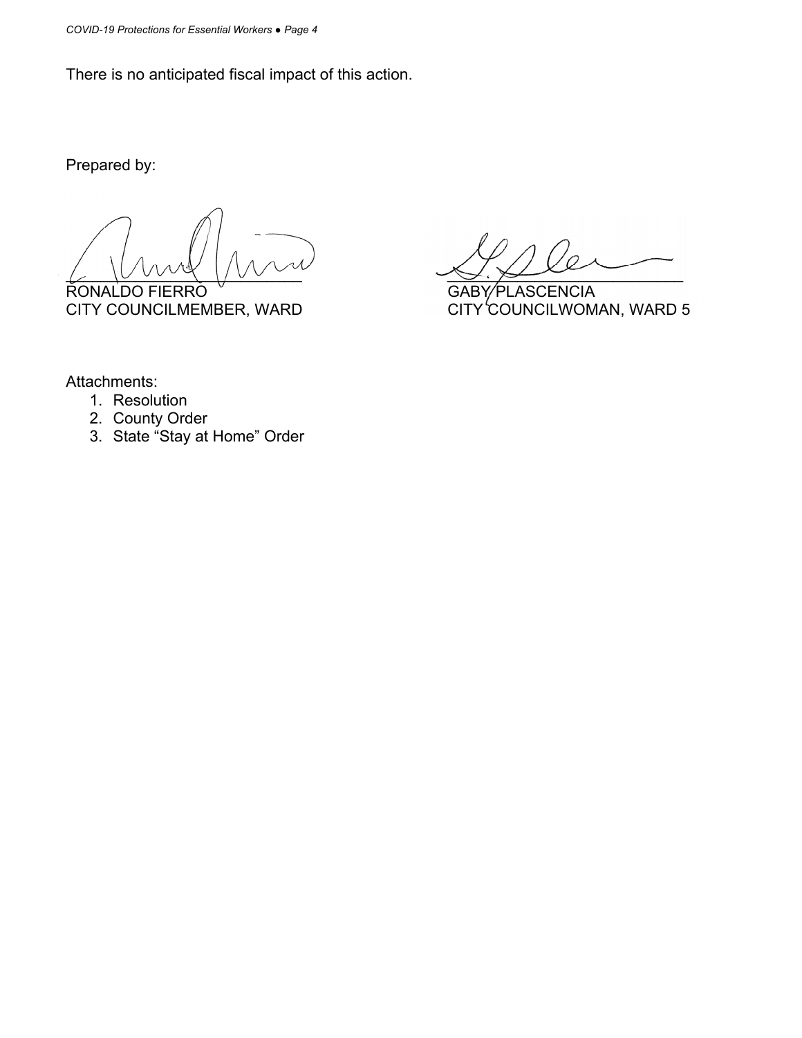There is no anticipated fiscal impact of this action.

Prepared by:

RONALDO FIERRO
CITY COUNCILMEMBER, WARD

GABY PLASCENCIA
CITY COUNCILWOMAN, WARD 5

Attachments:

1. Resolution
2. County Order
3. State “Stay at Home” Order